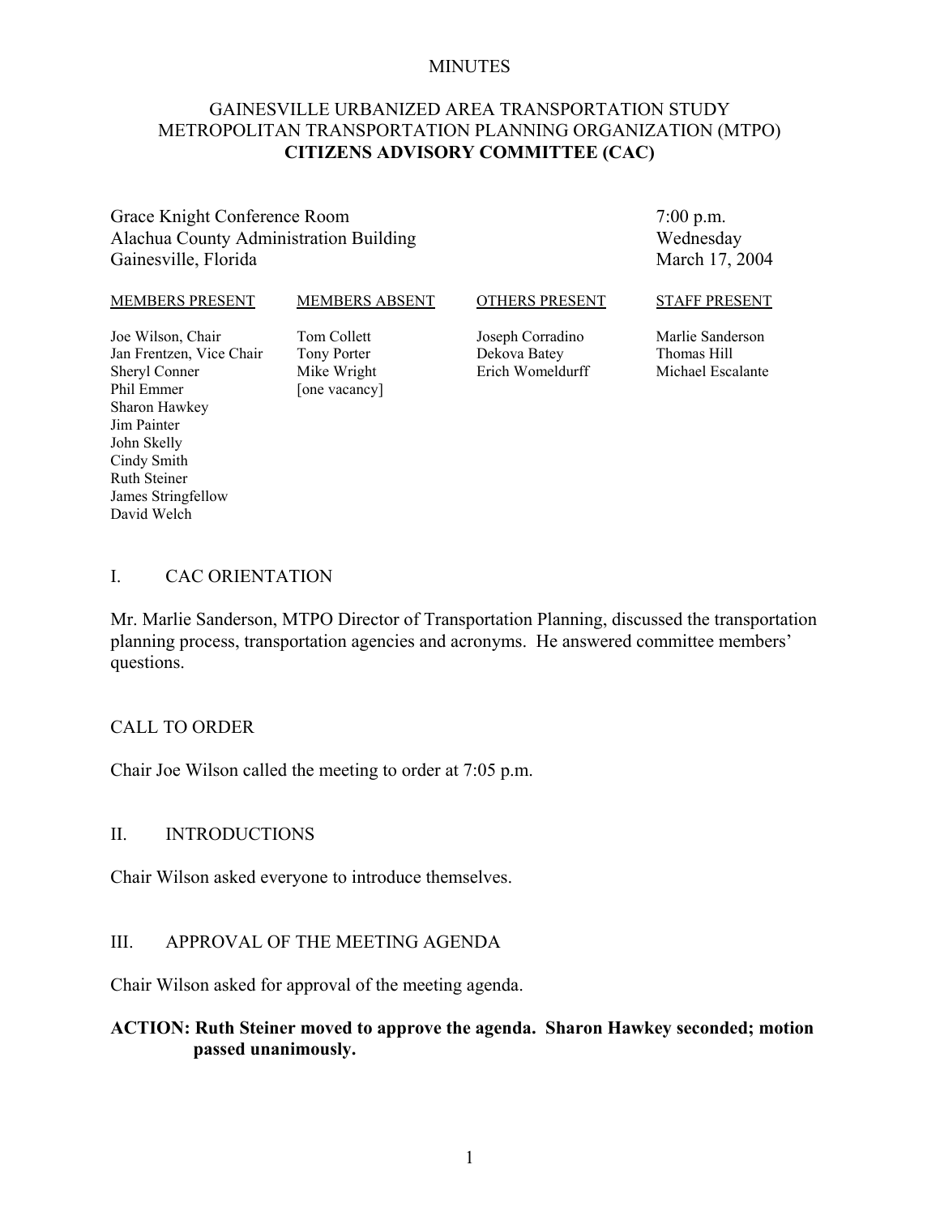MINUTES

# GAINESVILLE URBANIZED AREA TRANSPORTATION STUDY
# METROPOLITAN TRANSPORTATION PLANNING ORGANIZATION (MTPO)
# CITIZENS ADVISORY COMMITTEE (CAC)

Grace Knight Conference Room
Alachua County Administration Building
Gainesville, Florida

7:00 p.m.
Wednesday
March 17, 2004

| MEMBERS PRESENT | MEMBERS ABSENT | OTHERS PRESENT | STAFF PRESENT |
|---|---|---|---|
| Joe Wilson, Chair | Tom Collett | Joseph Corradino | Marlie Sanderson |
| Jan Frentzen, Vice Chair | Tony Porter | Dekova Batey | Thomas Hill |
| Sheryl Conner | Mike Wright | Erich Womeldurff | Michael Escalante |
| Phil Emmer | [one vacancy] | | |
| Sharon Hawkey | | | |
| Jim Painter | | | |
| John Skelly | | | |
| Cindy Smith | | | |
| Ruth Steiner | | | |
| James Stringfellow | | | |
| David Welch | | | |

## I. CAC ORIENTATION

Mr. Marlie Sanderson, MTPO Director of Transportation Planning, discussed the transportation planning process, transportation agencies and acronyms. He answered committee members' questions.

## CALL TO ORDER

Chair Joe Wilson called the meeting to order at 7:05 p.m.

## II. INTRODUCTIONS

Chair Wilson asked everyone to introduce themselves.

## III. APPROVAL OF THE MEETING AGENDA

Chair Wilson asked for approval of the meeting agenda.

**ACTION: Ruth Steiner moved to approve the agenda. Sharon Hawkey seconded; motion passed unanimously.**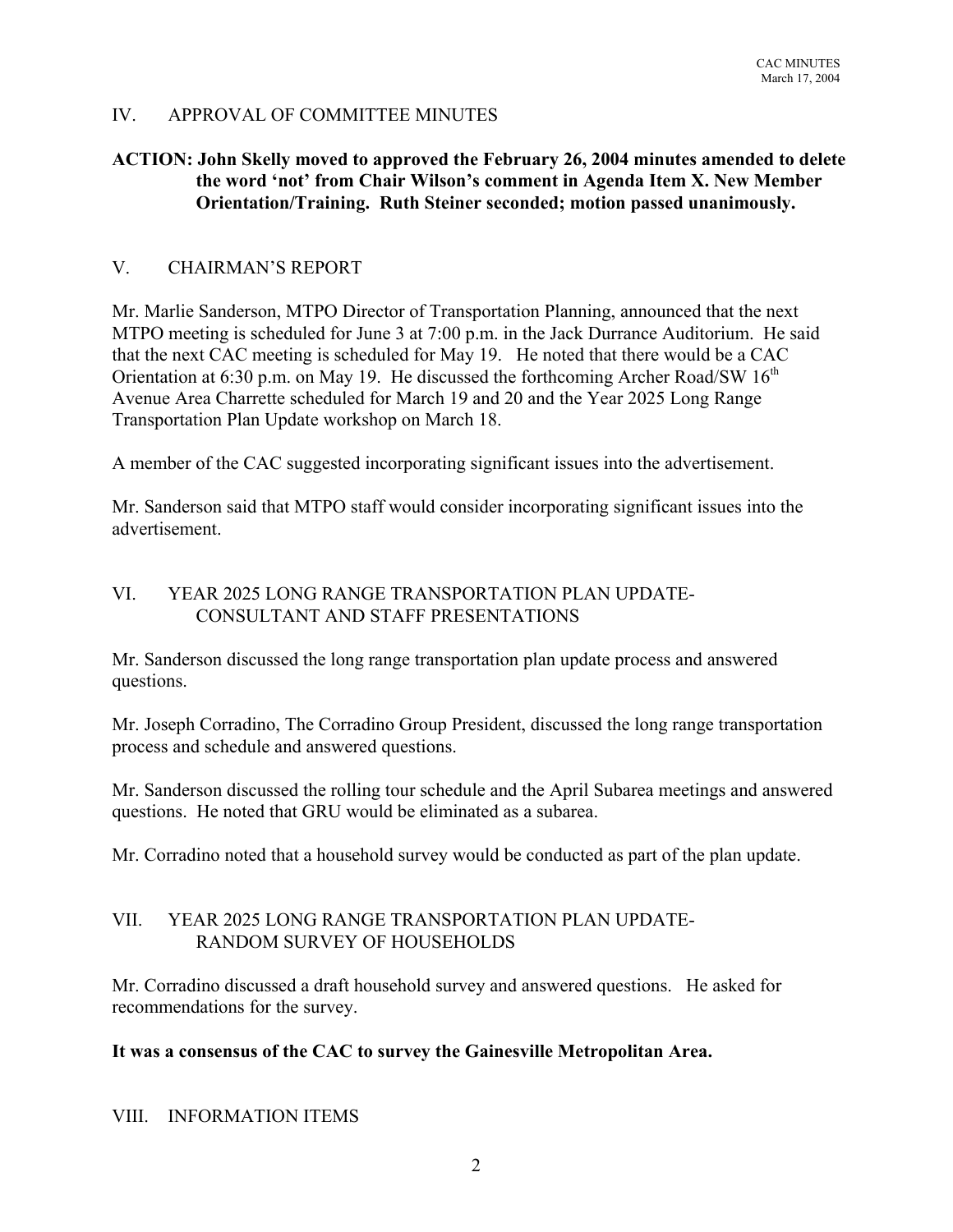## IV. APPROVAL OF COMMITTEE MINUTES

**ACTION: John Skelly moved to approved the February 26, 2004 minutes amended to delete the word 'not' from Chair Wilson's comment in Agenda Item X. New Member Orientation/Training. Ruth Steiner seconded; motion passed unanimously.**

## V. CHAIRMAN'S REPORT

Mr. Marlie Sanderson, MTPO Director of Transportation Planning, announced that the next MTPO meeting is scheduled for June 3 at 7:00 p.m. in the Jack Durrance Auditorium. He said that the next CAC meeting is scheduled for May 19. He noted that there would be a CAC Orientation at 6:30 p.m. on May 19. He discussed the forthcoming Archer Road/SW 16th Avenue Area Charrette scheduled for March 19 and 20 and the Year 2025 Long Range Transportation Plan Update workshop on March 18.

A member of the CAC suggested incorporating significant issues into the advertisement.

Mr. Sanderson said that MTPO staff would consider incorporating significant issues into the advertisement.

## VI. YEAR 2025 LONG RANGE TRANSPORTATION PLAN UPDATE- CONSULTANT AND STAFF PRESENTATIONS

Mr. Sanderson discussed the long range transportation plan update process and answered questions.

Mr. Joseph Corradino, The Corradino Group President, discussed the long range transportation process and schedule and answered questions.

Mr. Sanderson discussed the rolling tour schedule and the April Subarea meetings and answered questions. He noted that GRU would be eliminated as a subarea.

Mr. Corradino noted that a household survey would be conducted as part of the plan update.

## VII. YEAR 2025 LONG RANGE TRANSPORTATION PLAN UPDATE- RANDOM SURVEY OF HOUSEHOLDS

Mr. Corradino discussed a draft household survey and answered questions. He asked for recommendations for the survey.

**It was a consensus of the CAC to survey the Gainesville Metropolitan Area.**

## VIII. INFORMATION ITEMS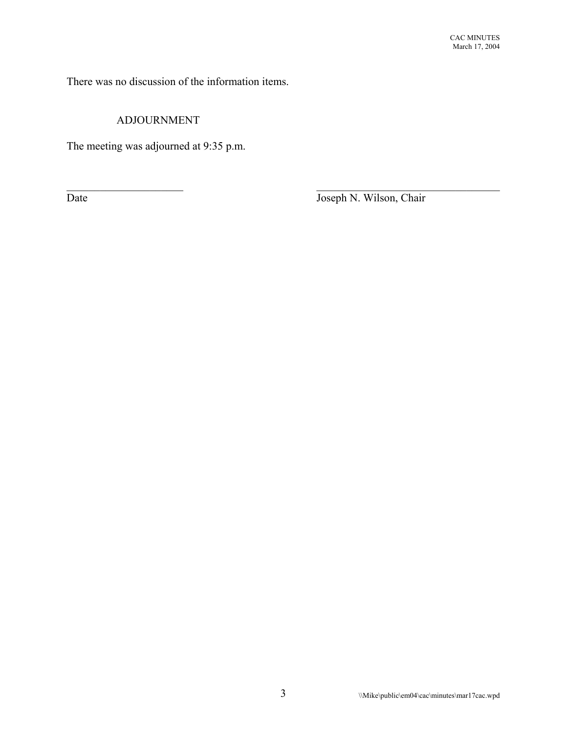There was no discussion of the information items.

ADJOURNMENT

The meeting was adjourned at 9:35 p.m.

| | |
|---|---|
| ______________________ | ___________________________________ |
| Date | Joseph N. Wilson, Chair |

\\Mike\public\em04\cac\minutes\mar17cac.wpd